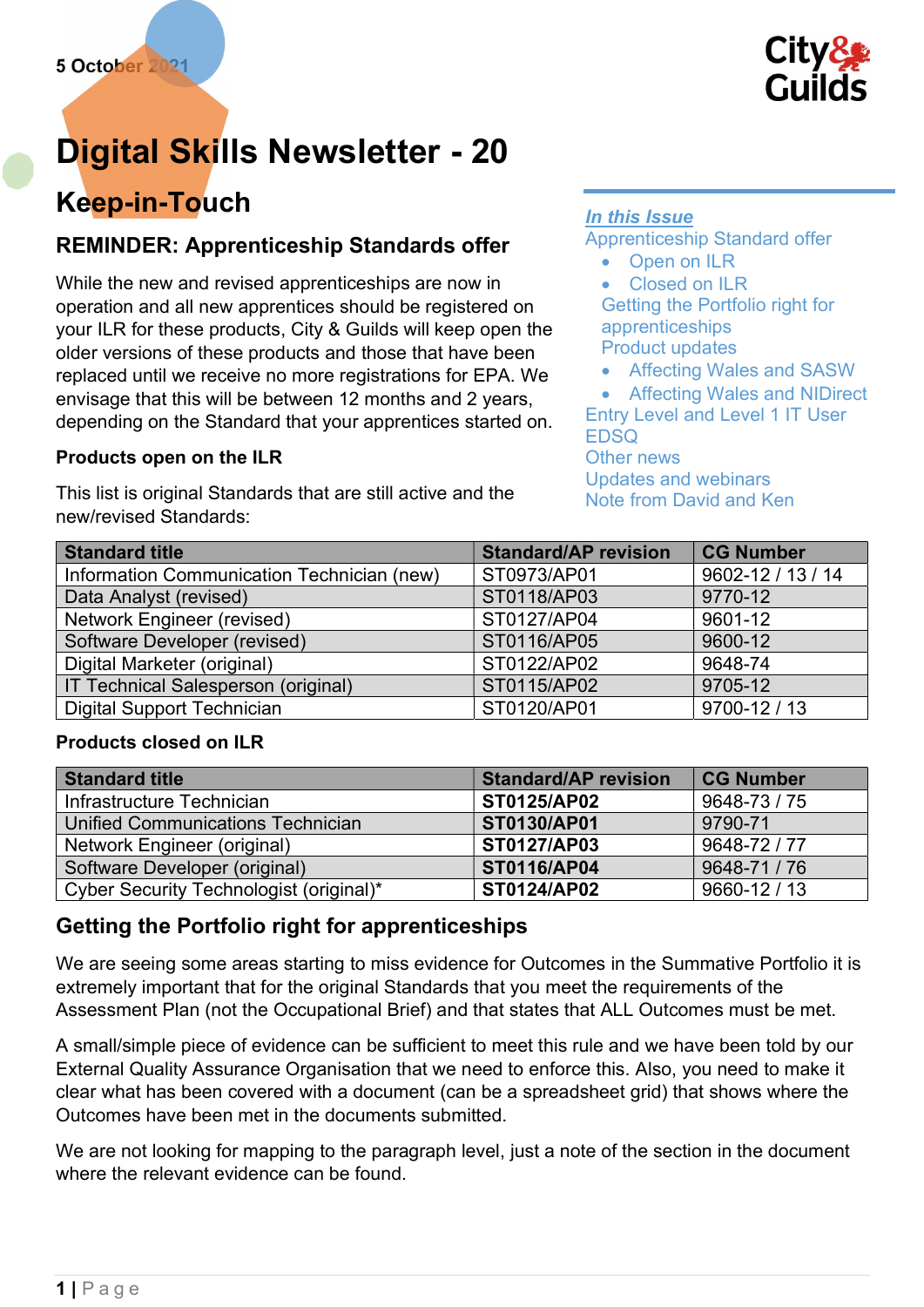5 October 2021

# Digital Skills Newsletter - 20

## Keep-in-Touch

***In this Issue***

Apprenticeship Standard offer
- Open on ILR
- Closed on ILR

Getting the Portfolio right for apprenticeships

Product updates
- Affecting Wales and SASW
- Affecting Wales and NIDirect

Entry Level and Level 1 IT User

EDSQ

Other news

Updates and webinars

Note from David and Ken

### REMINDER: Apprenticeship Standards offer

While the new and revised apprenticeships are now in operation and all new apprentices should be registered on your ILR for these products, City & Guilds will keep open the older versions of these products and those that have been replaced until we receive no more registrations for EPA. We envisage that this will be between 12 months and 2 years, depending on the Standard that your apprentices started on.

**Products open on the ILR**

This list is original Standards that are still active and the new/revised Standards:

| Standard title | Standard/AP revision | CG Number |
|---|---|---|
| Information Communication Technician (new) | ST0973/AP01 | 9602-12 / 13 / 14 |
| Data Analyst (revised) | ST0118/AP03 | 9770-12 |
| Network Engineer (revised) | ST0127/AP04 | 9601-12 |
| Software Developer (revised) | ST0116/AP05 | 9600-12 |
| Digital Marketer (original) | ST0122/AP02 | 9648-74 |
| IT Technical Salesperson (original) | ST0115/AP02 | 9705-12 |
| Digital Support Technician | ST0120/AP01 | 9700-12 / 13 |

**Products closed on ILR**

| Standard title | Standard/AP revision | CG Number |
|---|---|---|
| Infrastructure Technician | **ST0125/AP02** | 9648-73 / 75 |
| Unified Communications Technician | **ST0130/AP01** | 9790-71 |
| Network Engineer (original) | **ST0127/AP03** | 9648-72 / 77 |
| Software Developer (original) | **ST0116/AP04** | 9648-71 / 76 |
| Cyber Security Technologist (original)* | **ST0124/AP02** | 9660-12 / 13 |

### Getting the Portfolio right for apprenticeships

We are seeing some areas starting to miss evidence for Outcomes in the Summative Portfolio it is extremely important that for the original Standards that you meet the requirements of the Assessment Plan (not the Occupational Brief) and that states that ALL Outcomes must be met.

A small/simple piece of evidence can be sufficient to meet this rule and we have been told by our External Quality Assurance Organisation that we need to enforce this. Also, you need to make it clear what has been covered with a document (can be a spreadsheet grid) that shows where the Outcomes have been met in the documents submitted.

We are not looking for mapping to the paragraph level, just a note of the section in the document where the relevant evidence can be found.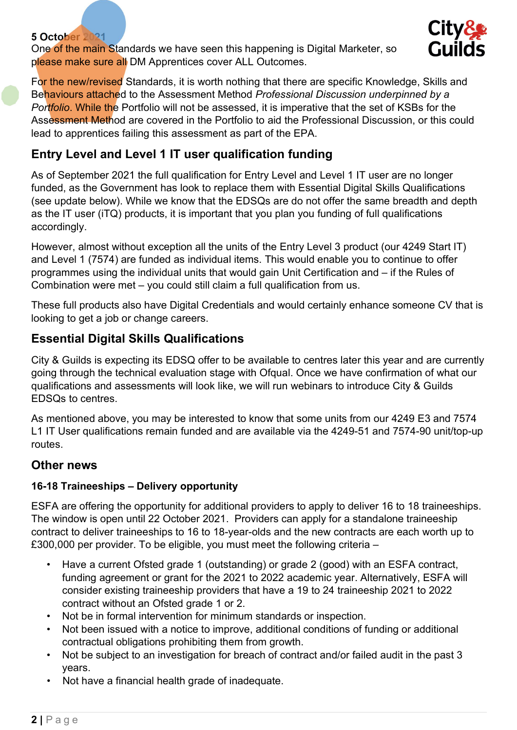**5 October 2021**

One of the main Standards we have seen this happening is Digital Marketer, so please make sure all DM Apprentices cover ALL Outcomes.

For the new/revised Standards, it is worth nothing that there are specific Knowledge, Skills and Behaviours attached to the Assessment Method *Professional Discussion underpinned by a Portfolio*. While the Portfolio will not be assessed, it is imperative that the set of KSBs for the Assessment Method are covered in the Portfolio to aid the Professional Discussion, or this could lead to apprentices failing this assessment as part of the EPA.

## Entry Level and Level 1 IT user qualification funding

As of September 2021 the full qualification for Entry Level and Level 1 IT user are no longer funded, as the Government has look to replace them with Essential Digital Skills Qualifications (see update below). While we know that the EDSQs are do not offer the same breadth and depth as the IT user (iTQ) products, it is important that you plan you funding of full qualifications accordingly.

However, almost without exception all the units of the Entry Level 3 product (our 4249 Start IT) and Level 1 (7574) are funded as individual items. This would enable you to continue to offer programmes using the individual units that would gain Unit Certification and – if the Rules of Combination were met – you could still claim a full qualification from us.

These full products also have Digital Credentials and would certainly enhance someone CV that is looking to get a job or change careers.

## Essential Digital Skills Qualifications

City & Guilds is expecting its EDSQ offer to be available to centres later this year and are currently going through the technical evaluation stage with Ofqual. Once we have confirmation of what our qualifications and assessments will look like, we will run webinars to introduce City & Guilds EDSQs to centres.

As mentioned above, you may be interested to know that some units from our 4249 E3 and 7574 L1 IT User qualifications remain funded and are available via the 4249-51 and 7574-90 unit/top-up routes.

## Other news

### 16-18 Traineeships – Delivery opportunity

ESFA are offering the opportunity for additional providers to apply to deliver 16 to 18 traineeships. The window is open until 22 October 2021. Providers can apply for a standalone traineeship contract to deliver traineeships to 16 to 18-year-olds and the new contracts are each worth up to £300,000 per provider. To be eligible, you must meet the following criteria –

- Have a current Ofsted grade 1 (outstanding) or grade 2 (good) with an ESFA contract, funding agreement or grant for the 2021 to 2022 academic year. Alternatively, ESFA will consider existing traineeship providers that have a 19 to 24 traineeship 2021 to 2022 contract without an Ofsted grade 1 or 2.
- Not be in formal intervention for minimum standards or inspection.
- Not been issued with a notice to improve, additional conditions of funding or additional contractual obligations prohibiting them from growth.
- Not be subject to an investigation for breach of contract and/or failed audit in the past 3 years.
- Not have a financial health grade of inadequate.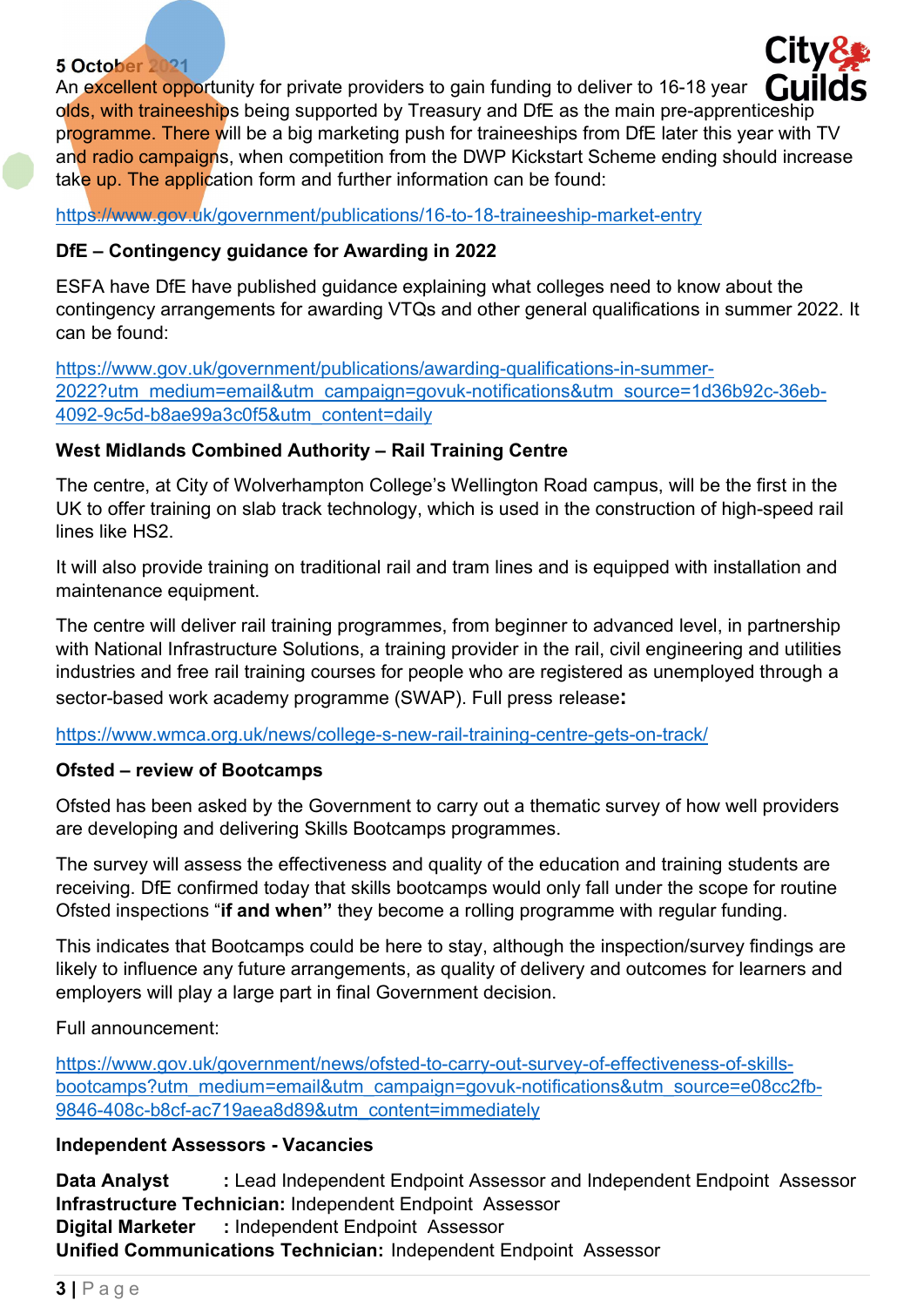5 October 2021

An excellent opportunity for private providers to gain funding to deliver to 16-18 year olds, with traineeships being supported by Treasury and DfE as the main pre-apprenticeship programme. There will be a big marketing push for traineeships from DfE later this year with TV and radio campaigns, when competition from the DWP Kickstart Scheme ending should increase take up. The application form and further information can be found:

https://www.gov.uk/government/publications/16-to-18-traineeship-market-entry

**DfE – Contingency guidance for Awarding in 2022**

ESFA have DfE have published guidance explaining what colleges need to know about the contingency arrangements for awarding VTQs and other general qualifications in summer 2022. It can be found:

https://www.gov.uk/government/publications/awarding-qualifications-in-summer-2022?utm_medium=email&utm_campaign=govuk-notifications&utm_source=1d36b92c-36eb-4092-9c5d-b8ae99a3c0f5&utm_content=daily

**West Midlands Combined Authority – Rail Training Centre**

The centre, at City of Wolverhampton College's Wellington Road campus, will be the first in the UK to offer training on slab track technology, which is used in the construction of high-speed rail lines like HS2.

It will also provide training on traditional rail and tram lines and is equipped with installation and maintenance equipment.

The centre will deliver rail training programmes, from beginner to advanced level, in partnership with National Infrastructure Solutions, a training provider in the rail, civil engineering and utilities industries and free rail training courses for people who are registered as unemployed through a sector-based work academy programme (SWAP). Full press release**:**

https://www.wmca.org.uk/news/college-s-new-rail-training-centre-gets-on-track/

**Ofsted – review of Bootcamps**

Ofsted has been asked by the Government to carry out a thematic survey of how well providers are developing and delivering Skills Bootcamps programmes.

The survey will assess the effectiveness and quality of the education and training students are receiving. DfE confirmed today that skills bootcamps would only fall under the scope for routine Ofsted inspections "**if and when"** they become a rolling programme with regular funding.

This indicates that Bootcamps could be here to stay, although the inspection/survey findings are likely to influence any future arrangements, as quality of delivery and outcomes for learners and employers will play a large part in final Government decision.

Full announcement:

https://www.gov.uk/government/news/ofsted-to-carry-out-survey-of-effectiveness-of-skills-bootcamps?utm_medium=email&utm_campaign=govuk-notifications&utm_source=e08cc2fb-9846-408c-b8cf-ac719aea8d89&utm_content=immediately

**Independent Assessors - Vacancies**

**Data Analyst :** Lead Independent Endpoint Assessor and Independent Endpoint Assessor
**Infrastructure Technician:** Independent Endpoint Assessor
**Digital Marketer :** Independent Endpoint Assessor
**Unified Communications Technician:** Independent Endpoint Assessor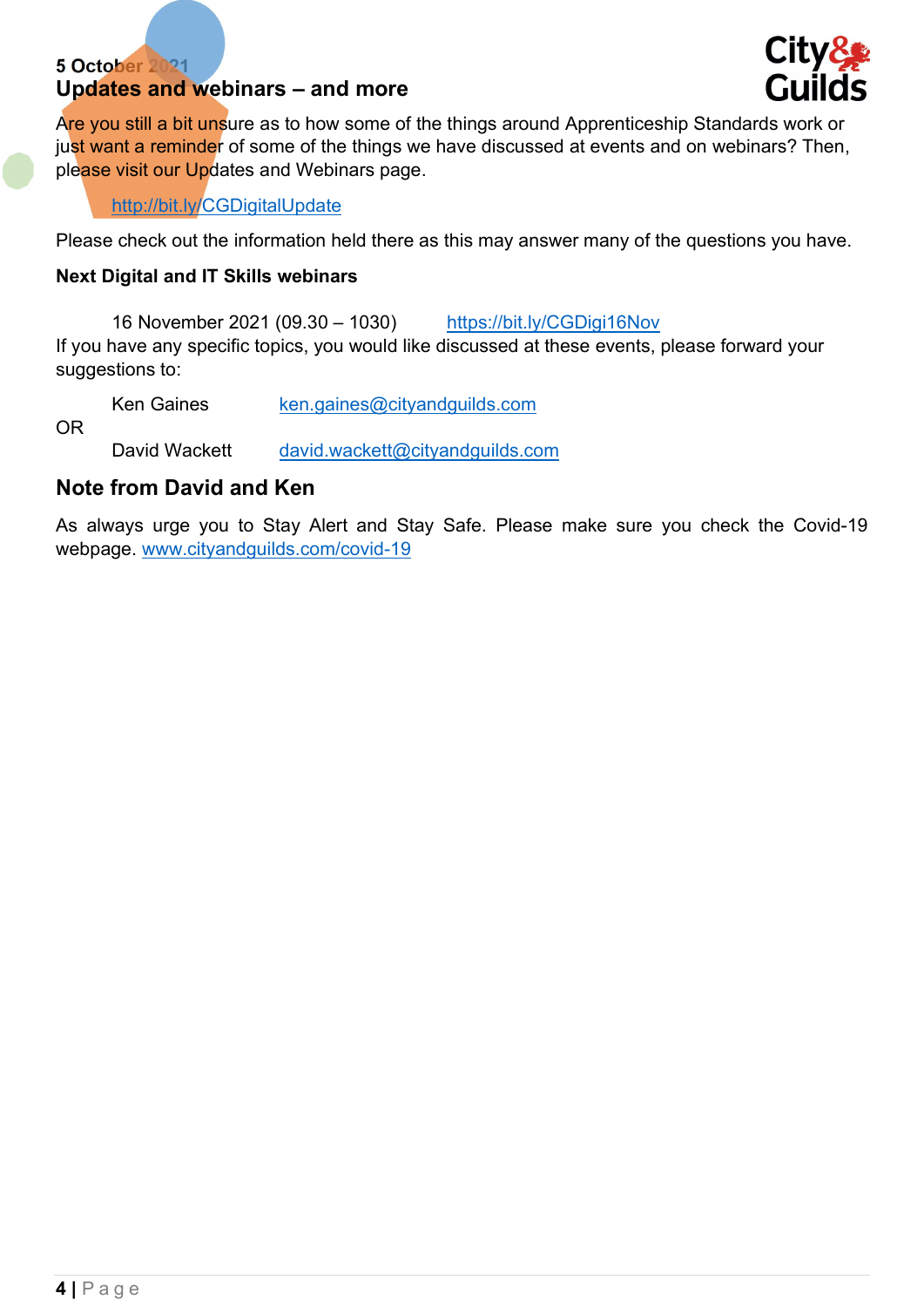5 October 2021

## Updates and webinars – and more

Are you still a bit unsure as to how some of the things around Apprenticeship Standards work or just want a reminder of some of the things we have discussed at events and on webinars? Then, please visit our Updates and Webinars page.

http://bit.ly/CGDigitalUpdate

Please check out the information held there as this may answer many of the questions you have.

**Next Digital and IT Skills webinars**

16 November 2021 (09.30 – 1030) https://bit.ly/CGDigi16Nov

If you have any specific topics, you would like discussed at these events, please forward your suggestions to:

Ken Gaines ken.gaines@cityandguilds.com

OR

David Wackett david.wackett@cityandguilds.com

## Note from David and Ken

As always urge you to Stay Alert and Stay Safe. Please make sure you check the Covid-19 webpage. www.cityandguilds.com/covid-19